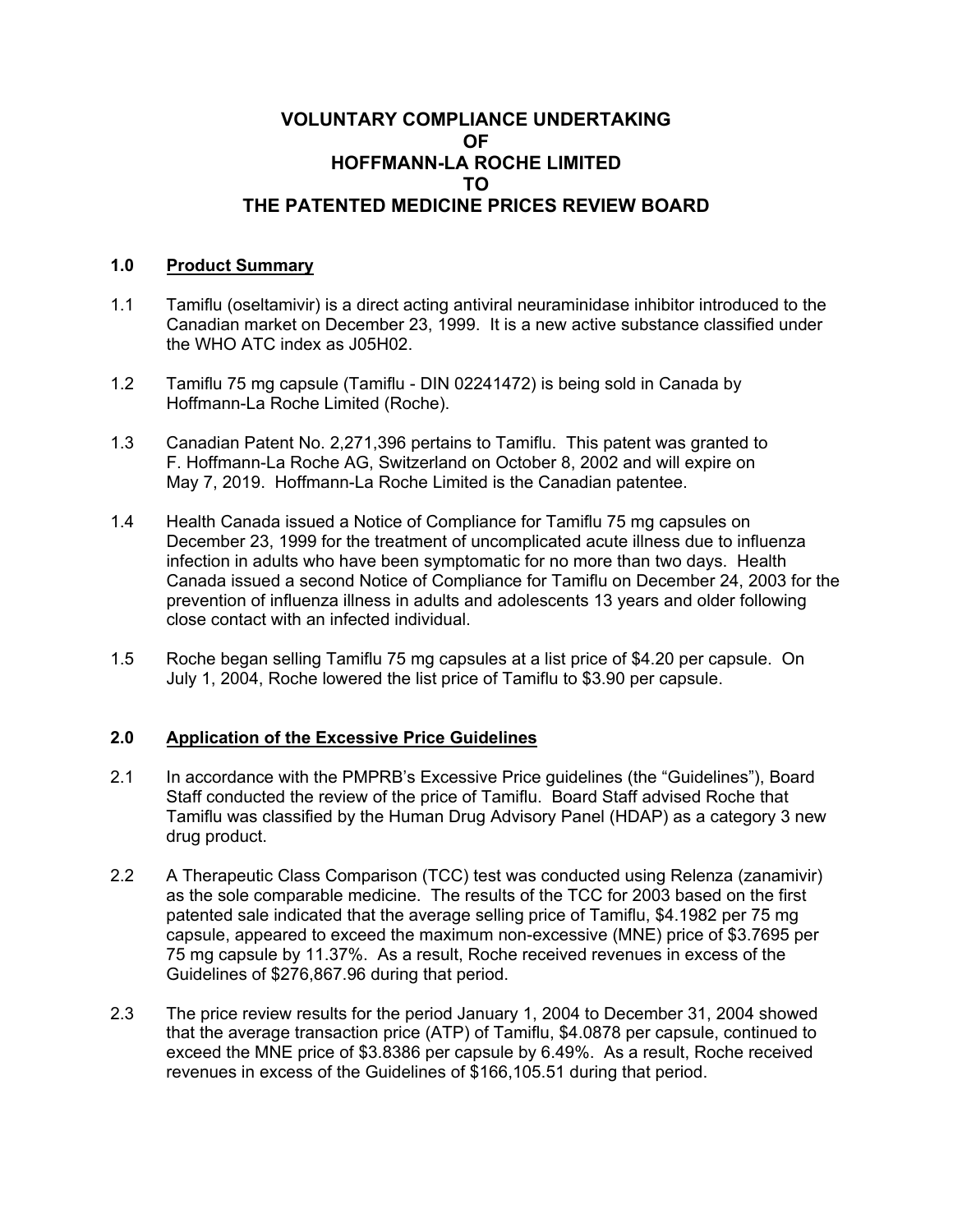# VOLUNTARY COMPLIANCE UNDERTAKING OF HOFFMANN-LA ROCHE LIMITED TO THE PATENTED MEDICINE PRICES REVIEW BOARD

## 1.0 Product Summary

1.1 Tamiflu (oseltamivir) is a direct acting antiviral neuraminidase inhibitor introduced to the Canadian market on December 23, 1999. It is a new active substance classified under the WHO ATC index as J05H02.

1.2 Tamiflu 75 mg capsule (Tamiflu - DIN 02241472) is being sold in Canada by Hoffmann-La Roche Limited (Roche).

1.3 Canadian Patent No. 2,271,396 pertains to Tamiflu. This patent was granted to F. Hoffmann-La Roche AG, Switzerland on October 8, 2002 and will expire on May 7, 2019. Hoffmann-La Roche Limited is the Canadian patentee.

1.4 Health Canada issued a Notice of Compliance for Tamiflu 75 mg capsules on December 23, 1999 for the treatment of uncomplicated acute illness due to influenza infection in adults who have been symptomatic for no more than two days. Health Canada issued a second Notice of Compliance for Tamiflu on December 24, 2003 for the prevention of influenza illness in adults and adolescents 13 years and older following close contact with an infected individual.

1.5 Roche began selling Tamiflu 75 mg capsules at a list price of $4.20 per capsule. On July 1, 2004, Roche lowered the list price of Tamiflu to $3.90 per capsule.

## 2.0 Application of the Excessive Price Guidelines

2.1 In accordance with the PMPRB's Excessive Price guidelines (the "Guidelines"), Board Staff conducted the review of the price of Tamiflu. Board Staff advised Roche that Tamiflu was classified by the Human Drug Advisory Panel (HDAP) as a category 3 new drug product.

2.2 A Therapeutic Class Comparison (TCC) test was conducted using Relenza (zanamivir) as the sole comparable medicine. The results of the TCC for 2003 based on the first patented sale indicated that the average selling price of Tamiflu, $4.1982 per 75 mg capsule, appeared to exceed the maximum non-excessive (MNE) price of $3.7695 per 75 mg capsule by 11.37%. As a result, Roche received revenues in excess of the Guidelines of $276,867.96 during that period.

2.3 The price review results for the period January 1, 2004 to December 31, 2004 showed that the average transaction price (ATP) of Tamiflu, $4.0878 per capsule, continued to exceed the MNE price of $3.8386 per capsule by 6.49%. As a result, Roche received revenues in excess of the Guidelines of $166,105.51 during that period.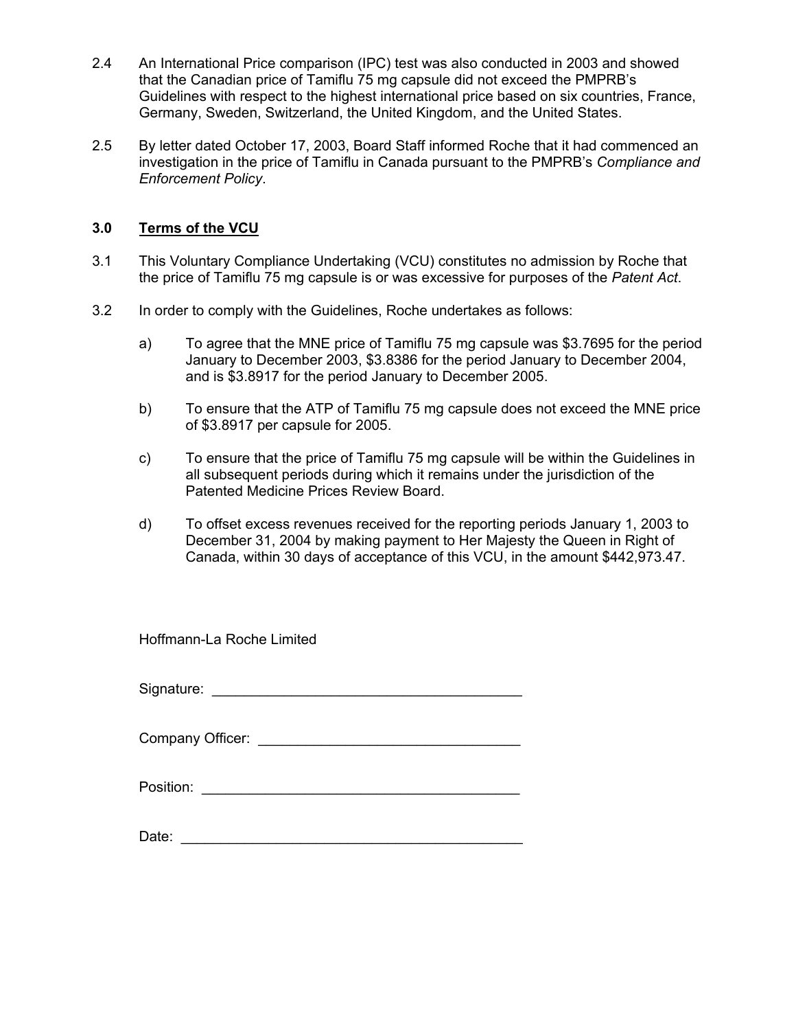2.4 An International Price comparison (IPC) test was also conducted in 2003 and showed that the Canadian price of Tamiflu 75 mg capsule did not exceed the PMPRB's Guidelines with respect to the highest international price based on six countries, France, Germany, Sweden, Switzerland, the United Kingdom, and the United States.

2.5 By letter dated October 17, 2003, Board Staff informed Roche that it had commenced an investigation in the price of Tamiflu in Canada pursuant to the PMPRB's *Compliance and Enforcement Policy*.

## 3.0 Terms of the VCU

3.1 This Voluntary Compliance Undertaking (VCU) constitutes no admission by Roche that the price of Tamiflu 75 mg capsule is or was excessive for purposes of the *Patent Act*.

3.2 In order to comply with the Guidelines, Roche undertakes as follows:

a) To agree that the MNE price of Tamiflu 75 mg capsule was $3.7695 for the period January to December 2003, $3.8386 for the period January to December 2004, and is $3.8917 for the period January to December 2005.

b) To ensure that the ATP of Tamiflu 75 mg capsule does not exceed the MNE price of $3.8917 per capsule for 2005.

c) To ensure that the price of Tamiflu 75 mg capsule will be within the Guidelines in all subsequent periods during which it remains under the jurisdiction of the Patented Medicine Prices Review Board.

d) To offset excess revenues received for the reporting periods January 1, 2003 to December 31, 2004 by making payment to Her Majesty the Queen in Right of Canada, within 30 days of acceptance of this VCU, in the amount $442,973.47.

Hoffmann-La Roche Limited

Signature: ______________________________________

Company Officer: ________________________________

Position: _______________________________________

Date: __________________________________________